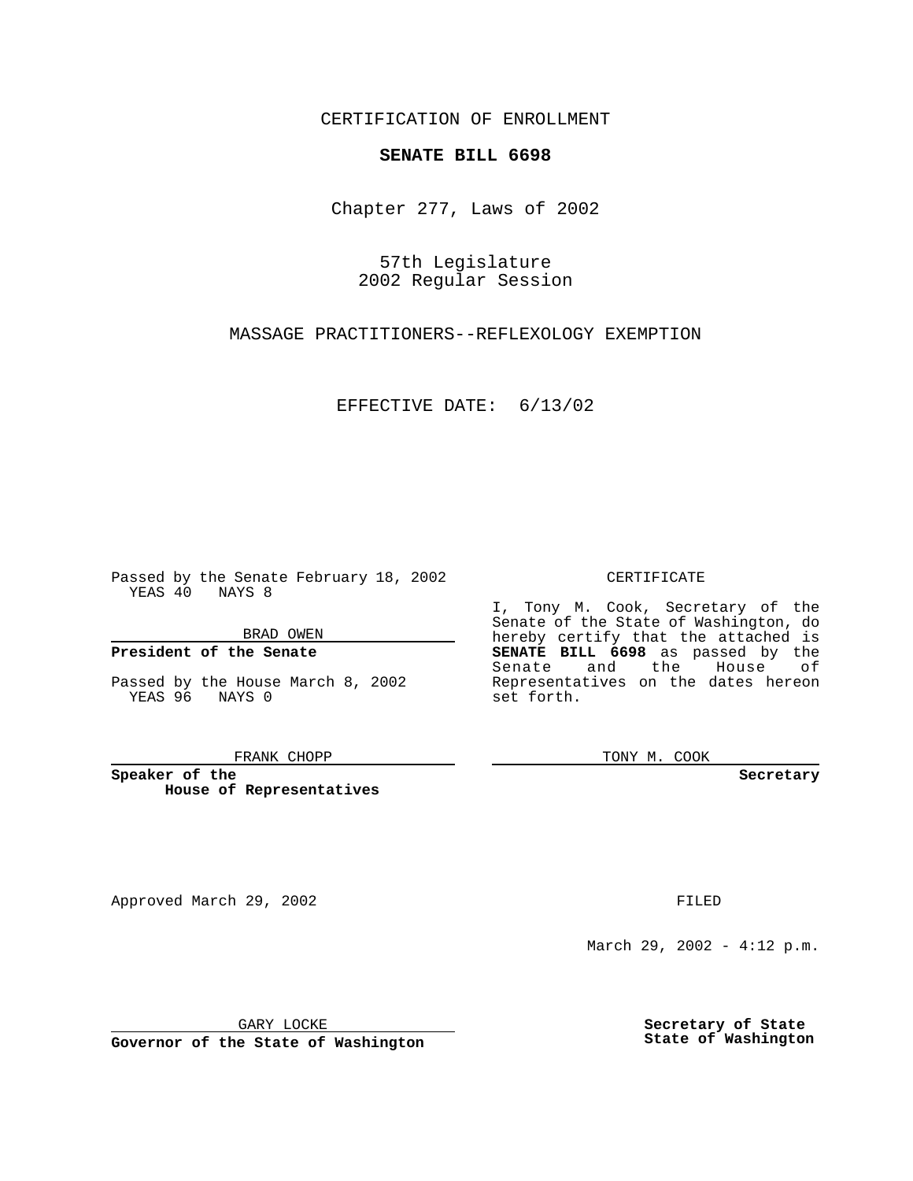CERTIFICATION OF ENROLLMENT

**SENATE BILL 6698**

Chapter 277, Laws of 2002

57th Legislature
2002 Regular Session

MASSAGE PRACTITIONERS--REFLEXOLOGY EXEMPTION

EFFECTIVE DATE: 6/13/02

Passed by the Senate February 18, 2002
YEAS 40 NAYS 8

BRAD OWEN

**President of the Senate**

Passed by the House March 8, 2002
YEAS 96 NAYS 0

FRANK CHOPP

**Speaker of the House of Representatives**

CERTIFICATE

I, Tony M. Cook, Secretary of the Senate of the State of Washington, do hereby certify that the attached is **SENATE BILL 6698** as passed by the Senate and the House of Representatives on the dates hereon set forth.

TONY M. COOK

**Secretary**

Approved March 29, 2002

GARY LOCKE

**Governor of the State of Washington**

FILED

March 29, 2002 - 4:12 p.m.

**Secretary of State State of Washington**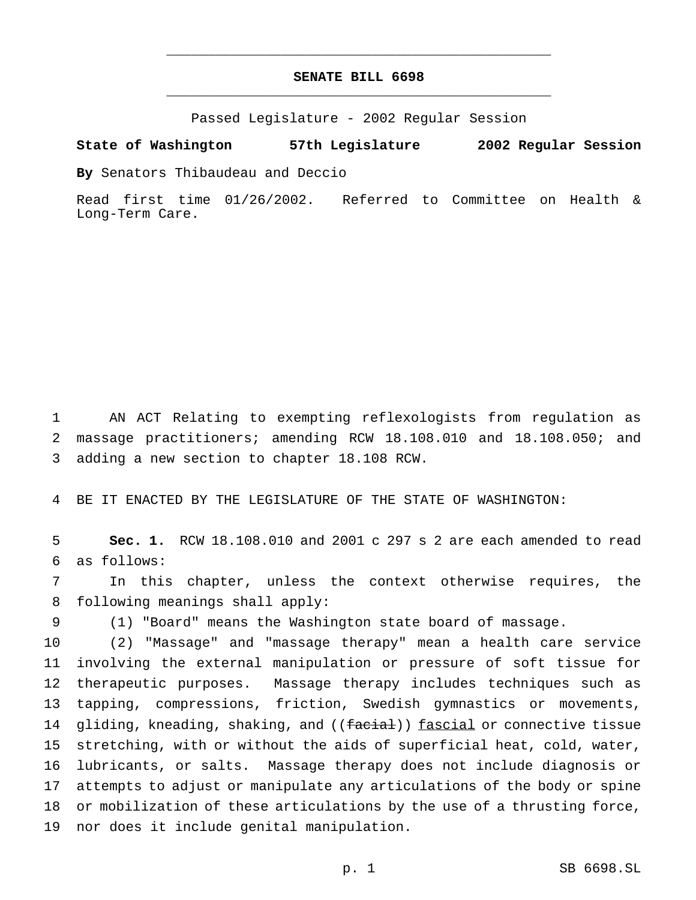# SENATE BILL 6698

Passed Legislature - 2002 Regular Session

**State of Washington 57th Legislature 2002 Regular Session**

**By** Senators Thibaudeau and Deccio

Read first time 01/26/2002. Referred to Committee on Health & Long-Term Care.

1 AN ACT Relating to exempting reflexologists from regulation as
2 massage practitioners; amending RCW 18.108.010 and 18.108.050; and
3 adding a new section to chapter 18.108 RCW.

4 BE IT ENACTED BY THE LEGISLATURE OF THE STATE OF WASHINGTON:

5 **Sec. 1.** RCW 18.108.010 and 2001 c 297 s 2 are each amended to read
6 as follows:

7 In this chapter, unless the context otherwise requires, the
8 following meanings shall apply:

9 (1) "Board" means the Washington state board of massage.

10 (2) "Massage" and "massage therapy" mean a health care service
11 involving the external manipulation or pressure of soft tissue for
12 therapeutic purposes. Massage therapy includes techniques such as
13 tapping, compressions, friction, Swedish gymnastics or movements,
14 gliding, kneading, shaking, and ((~~facial~~)) <u>fascial</u> or connective tissue
15 stretching, with or without the aids of superficial heat, cold, water,
16 lubricants, or salts. Massage therapy does not include diagnosis or
17 attempts to adjust or manipulate any articulations of the body or spine
18 or mobilization of these articulations by the use of a thrusting force,
19 nor does it include genital manipulation.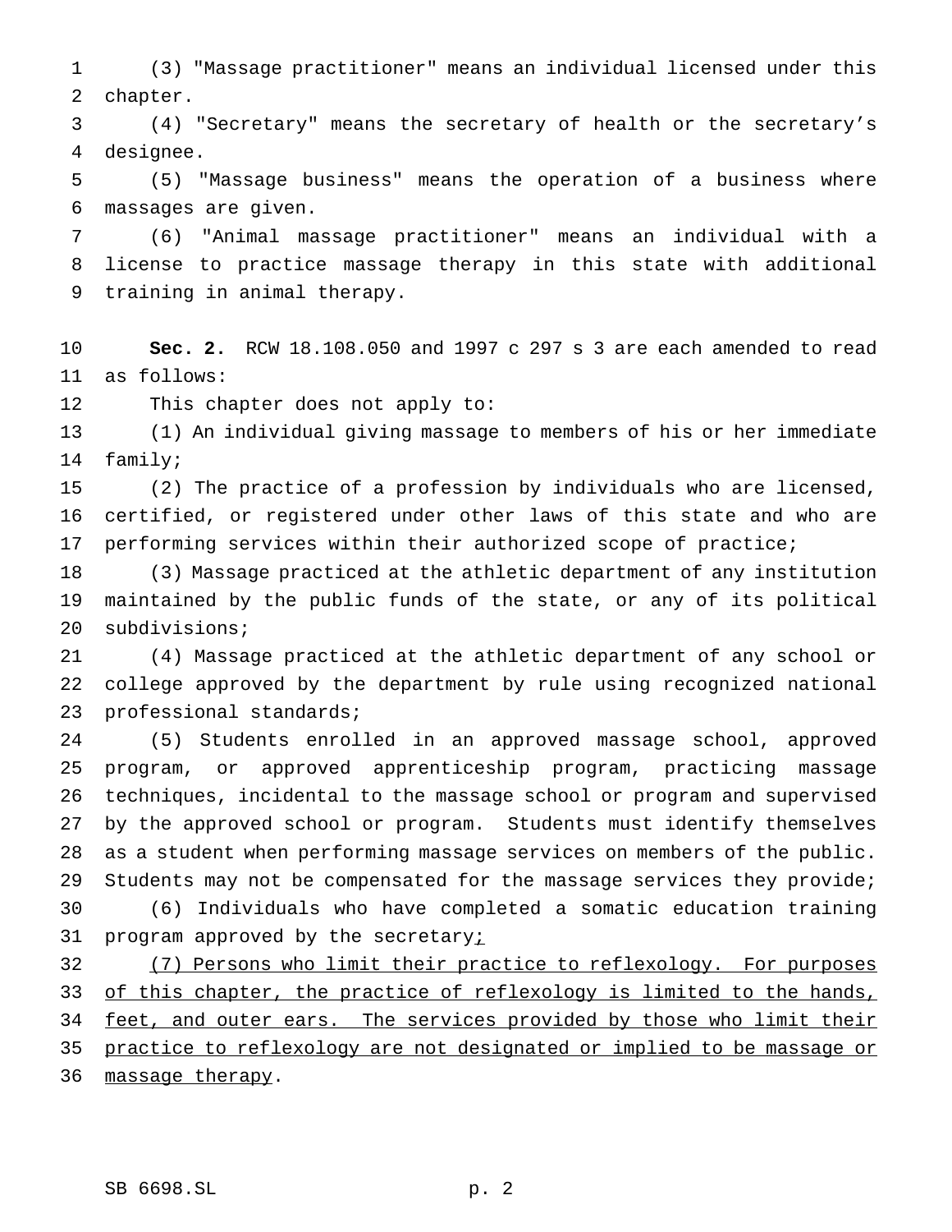(3) "Massage practitioner" means an individual licensed under this chapter.

(4) "Secretary" means the secretary of health or the secretary's designee.

(5) "Massage business" means the operation of a business where massages are given.

(6) "Animal massage practitioner" means an individual with a license to practice massage therapy in this state with additional training in animal therapy.

**Sec. 2.** RCW 18.108.050 and 1997 c 297 s 3 are each amended to read as follows:

This chapter does not apply to:

(1) An individual giving massage to members of his or her immediate family;

(2) The practice of a profession by individuals who are licensed, certified, or registered under other laws of this state and who are performing services within their authorized scope of practice;

(3) Massage practiced at the athletic department of any institution maintained by the public funds of the state, or any of its political subdivisions;

(4) Massage practiced at the athletic department of any school or college approved by the department by rule using recognized national professional standards;

(5) Students enrolled in an approved massage school, approved program, or approved apprenticeship program, practicing massage techniques, incidental to the massage school or program and supervised by the approved school or program. Students must identify themselves as a student when performing massage services on members of the public. Students may not be compensated for the massage services they provide;

(6) Individuals who have completed a somatic education training program approved by the secretary<u>;</u>

<u>(7) Persons who limit their practice to reflexology. For purposes of this chapter, the practice of reflexology is limited to the hands, feet, and outer ears. The services provided by those who limit their practice to reflexology are not designated or implied to be massage or massage therapy</u>.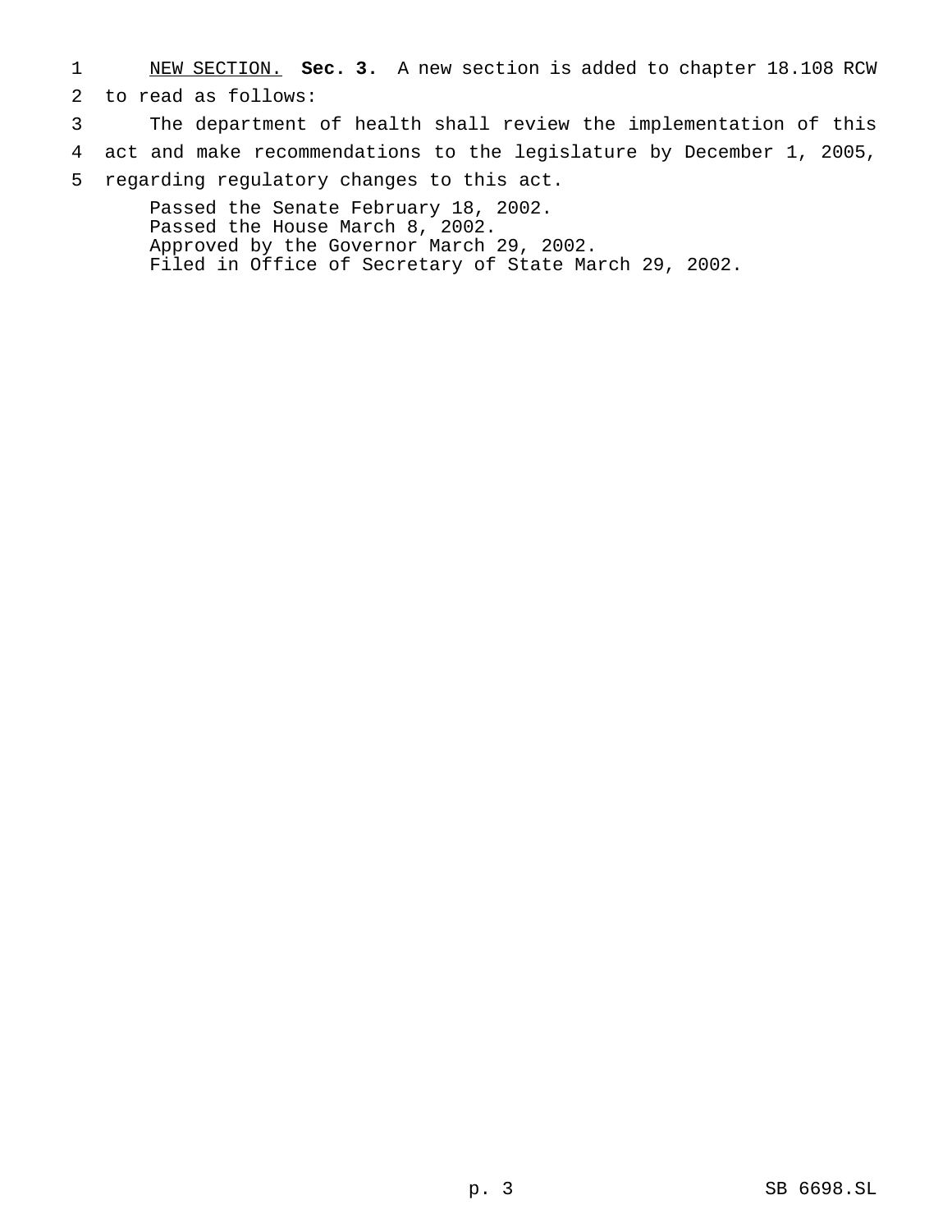NEW SECTION. **Sec. 3.** A new section is added to chapter 18.108 RCW to read as follows:

The department of health shall review the implementation of this act and make recommendations to the legislature by December 1, 2005, regarding regulatory changes to this act.

Passed the Senate February 18, 2002.
Passed the House March 8, 2002.
Approved by the Governor March 29, 2002.
Filed in Office of Secretary of State March 29, 2002.